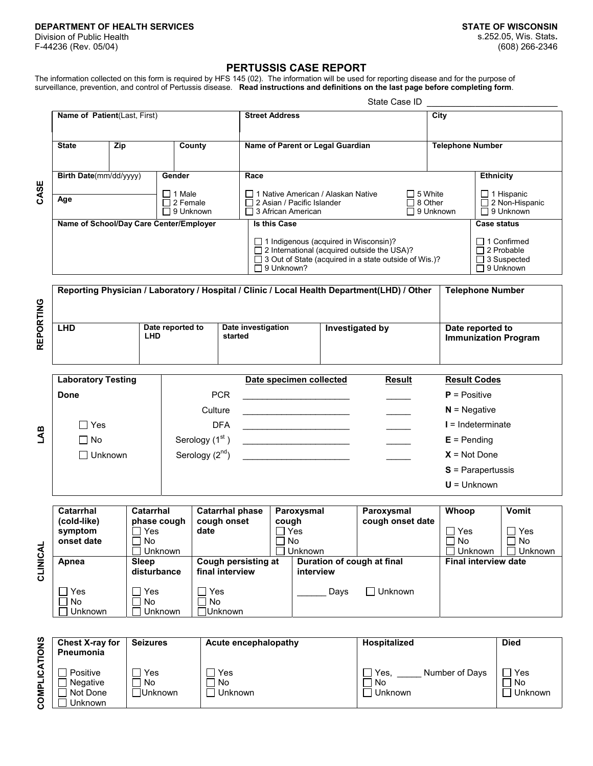**DEPARTMENT OF HEALTH SERVICES**
Division of Public Health
F-44236 (Rev. 05/04)

**STATE OF WISCONSIN**
s.252.05, Wis. Stats.
(608) 266-2346

# PERTUSSIS CASE REPORT

The information collected on this form is required by HFS 145 (02). The information will be used for reporting disease and for the purpose of surveillance, prevention, and control of Pertussis disease. **Read instructions and definitions on the last page before completing form**.

State Case ID ___________________________

## CASE

| Name of Patient (Last, First) | | | Street Address | City |
|---|---|---|---|---|
| **State** | **Zip** | **County** | **Name of Parent or Legal Guardian** | **Telephone Number** |

| Birth Date (mm/dd/yyyy) | Gender | Race | Ethnicity |
|---|---|---|---|
| **Age** | ☐ 1 Male<br>☐ 2 Female<br>☐ 9 Unknown | ☐ 1 Native American / Alaskan Native<br>☐ 2 Asian / Pacific Islander<br>☐ 3 African American<br>☐ 5 White<br>☐ 8 Other<br>☐ 9 Unknown | ☐ 1 Hispanic<br>☐ 2 Non-Hispanic<br>☐ 9 Unknown |

| Name of School/Day Care Center/Employer | Is this Case | Case status |
|---|---|---|
| | ☐ 1 Indigenous (acquired in Wisconsin)?<br>☐ 2 International (acquired outside the USA)?<br>☐ 3 Out of State (acquired in a state outside of Wis.)?<br>☐ 9 Unknown? | ☐ 1 Confirmed<br>☐ 2 Probable<br>☐ 3 Suspected<br>☐ 9 Unknown |

## REPORTING

| Reporting Physician / Laboratory / Hospital / Clinic / Local Health Department(LHD) / Other | | | | Telephone Number |
|---|---|---|---|---|
| **LHD** | **Date reported to LHD** | **Date investigation started** | **Investigated by** | **Date reported to Immunization Program** |

## LAB

| Laboratory Testing | | Date specimen collected | Result | Result Codes |
|---|---|---|---|---|
| **Done** | PCR | ____________________ | _____ | **P** = Positive |
| | Culture | ____________________ | _____ | **N** = Negative |
| ☐ Yes | DFA | ____________________ | _____ | **I** = Indeterminate |
| ☐ No | Serology (1st) | ____________________ | _____ | **E** = Pending |
| ☐ Unknown | Serology (2nd) | ____________________ | _____ | **X** = Not Done |
| | | | | **S** = Parapertussis |
| | | | | **U** = Unknown |

## CLINICAL

| Catarrhal (cold-like) symptom onset date | Catarrhal phase cough | Catarrhal phase cough onset date | Paroxysmal cough | Paroxysmal cough onset date | Whoop | Vomit |
|---|---|---|---|---|---|---|
| | ☐ Yes<br>☐ No<br>☐ Unknown | | ☐ Yes<br>☐ No<br>☐ Unknown | | ☐ Yes<br>☐ No<br>☐ Unknown | ☐ Yes<br>☐ No<br>☐ Unknown |

| Apnea | Sleep disturbance | Cough persisting at final interview | Duration of cough at final interview | Final interview date |
|---|---|---|---|---|
| ☐ Yes<br>☐ No<br>☐ Unknown | ☐ Yes<br>☐ No<br>☐ Unknown | ☐ Yes<br>☐ No<br>☐ Unknown | ______ Days ☐ Unknown | |

## COMPLICATIONS

| Chest X-ray for Pneumonia | Seizures | Acute encephalopathy | Hospitalized | Died |
|---|---|---|---|---|
| ☐ Positive<br>☐ Negative<br>☐ Not Done<br>☐ Unknown | ☐ Yes<br>☐ No<br>☐ Unknown | ☐ Yes<br>☐ No<br>☐ Unknown | ☐ Yes, _____ Number of Days<br>☐ No<br>☐ Unknown | ☐ Yes<br>☐ No<br>☐ Unknown |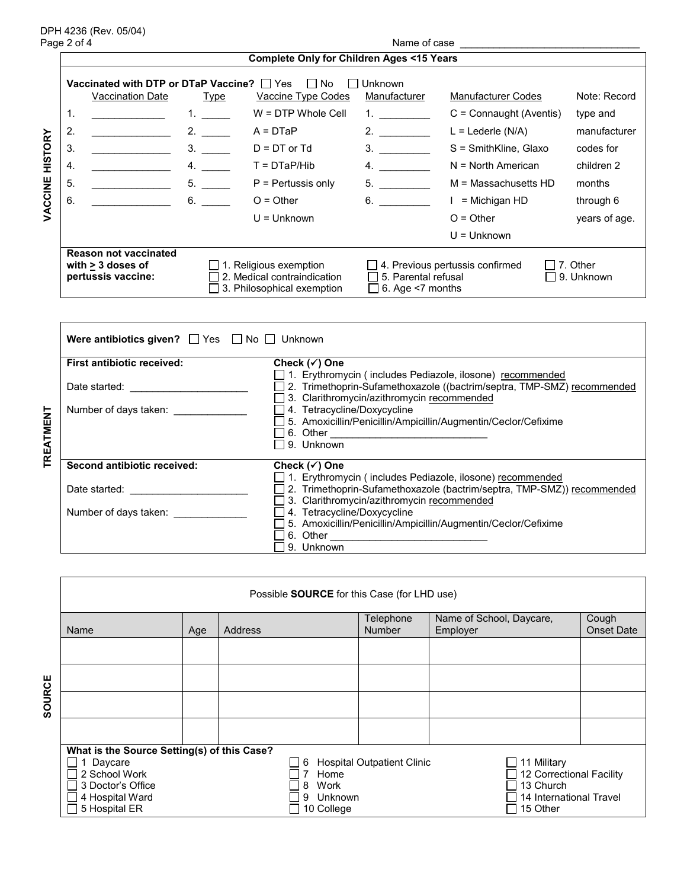Name of case ________________________________

## VACCINE HISTORY

**Complete Only for Children Ages <15 Years**

**Vaccinated with DTP or DTaP Vaccine?** ☐ Yes ☐ No ☐ Unknown

| Vaccination Date | Type | Vaccine Type Codes | Manufacturer | Manufacturer Codes | Note: Record type and manufacturer codes for children 2 months through 6 years of age. |
|---|---|---|---|---|---|
| 1. ______________ | 1. _____ | W = DTP Whole Cell | 1. _________ | C = Connaught (Aventis) | |
| 2. ______________ | 2. _____ | A = DTaP | 2. _________ | L = Lederle (N/A) | |
| 3. ______________ | 3. _____ | D = DT or Td | 3. _________ | S = SmithKline, Glaxo | |
| 4. ______________ | 4. _____ | T = DTaP/Hib | 4. _________ | N = North American | |
| 5. ______________ | 5. _____ | P = Pertussis only | 5. _________ | M = Massachusetts HD | |
| 6. ______________ | 6. _____ | O = Other | 6. _________ | I = Michigan HD | |
| | | U = Unknown | | O = Other | |
| | | | | U = Unknown | |

**Reason not vaccinated with ≥ 3 doses of pertussis vaccine:**

- ☐ 1. Religious exemption
- ☐ 2. Medical contraindication
- ☐ 3. Philosophical exemption
- ☐ 4. Previous pertussis confirmed
- ☐ 5. Parental refusal
- ☐ 6. Age <7 months
- ☐ 7. Other
- ☐ 9. Unknown

## TREATMENT

**Were antibiotics given?** ☐ Yes ☐ No ☐ Unknown

**First antibiotic received:**

Date started: ____________________

Number of days taken: _____________

**Check (✓) One**

- ☐ 1. Erythromycin ( includes Pediazole, ilosone) recommended
- ☐ 2. Trimethoprin-Sufamethoxazole ((bactrim/septra, TMP-SMZ) recommended
- ☐ 3. Clarithromycin/azithromycin recommended
- ☐ 4. Tetracycline/Doxycycline
- ☐ 5. Amoxicillin/Penicillin/Ampicillin/Augmentin/Ceclor/Cefixime
- ☐ 6. Other ____________________________
- ☐ 9. Unknown

**Second antibiotic received:**

Date started: ____________________

Number of days taken: _____________

**Check (✓) One**

- ☐ 1. Erythromycin ( includes Pediazole, ilosone) recommended
- ☐ 2. Trimethoprin-Sufamethoxazole (bactrim/septra, TMP-SMZ)) recommended
- ☐ 3. Clarithromycin/azithromycin recommended
- ☐ 4. Tetracycline/Doxycycline
- ☐ 5. Amoxicillin/Penicillin/Ampicillin/Augmentin/Ceclor/Cefixime
- ☐ 6. Other ____________________________
- ☐ 9. Unknown

## SOURCE

Possible **SOURCE** for this Case (for LHD use)

| Name | Age | Address | Telephone Number | Name of School, Daycare, Employer | Cough Onset Date |
|---|---|---|---|---|---|
| | | | | | |
| | | | | | |
| | | | | | |
| | | | | | |

**What is the Source Setting(s) of this Case?**

- ☐ 1 Daycare
- ☐ 2 School Work
- ☐ 3 Doctor's Office
- ☐ 4 Hospital Ward
- ☐ 5 Hospital ER
- ☐ 6 Hospital Outpatient Clinic
- ☐ 7 Home
- ☐ 8 Work
- ☐ 9 Unknown
- ☐ 10 College
- ☐ 11 Military
- ☐ 12 Correctional Facility
- ☐ 13 Church
- ☐ 14 International Travel
- ☐ 15 Other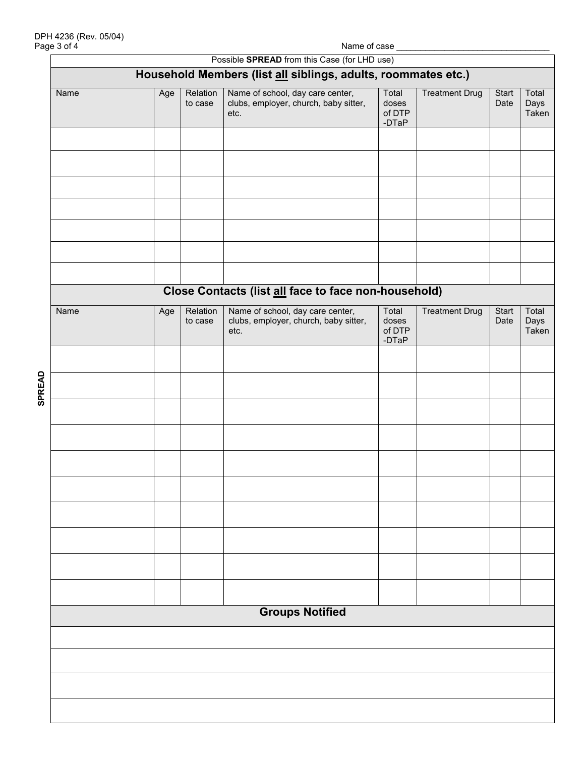Name of case ________________________________

Possible **SPREAD** from this Case (for LHD use)

SPREAD

## Household Members (list all siblings, adults, roommates etc.)

| Name | Age | Relation to case | Name of school, day care center, clubs, employer, church, baby sitter, etc. | Total doses of DTP -DTaP | Treatment Drug | Start Date | Total Days Taken |
|---|---|---|---|---|---|---|---|
| | | | | | | | |
| | | | | | | | |
| | | | | | | | |
| | | | | | | | |
| | | | | | | | |
| | | | | | | | |
| | | | | | | | |

## Close Contacts (list all face to face non-household)

| Name | Age | Relation to case | Name of school, day care center, clubs, employer, church, baby sitter, etc. | Total doses of DTP -DTaP | Treatment Drug | Start Date | Total Days Taken |
|---|---|---|---|---|---|---|---|
| | | | | | | | |
| | | | | | | | |
| | | | | | | | |
| | | | | | | | |
| | | | | | | | |
| | | | | | | | |
| | | | | | | | |
| | | | | | | | |
| | | | | | | | |
| | | | | | | | |

## Groups Notified

| |
|---|
| |
| |
| |
| |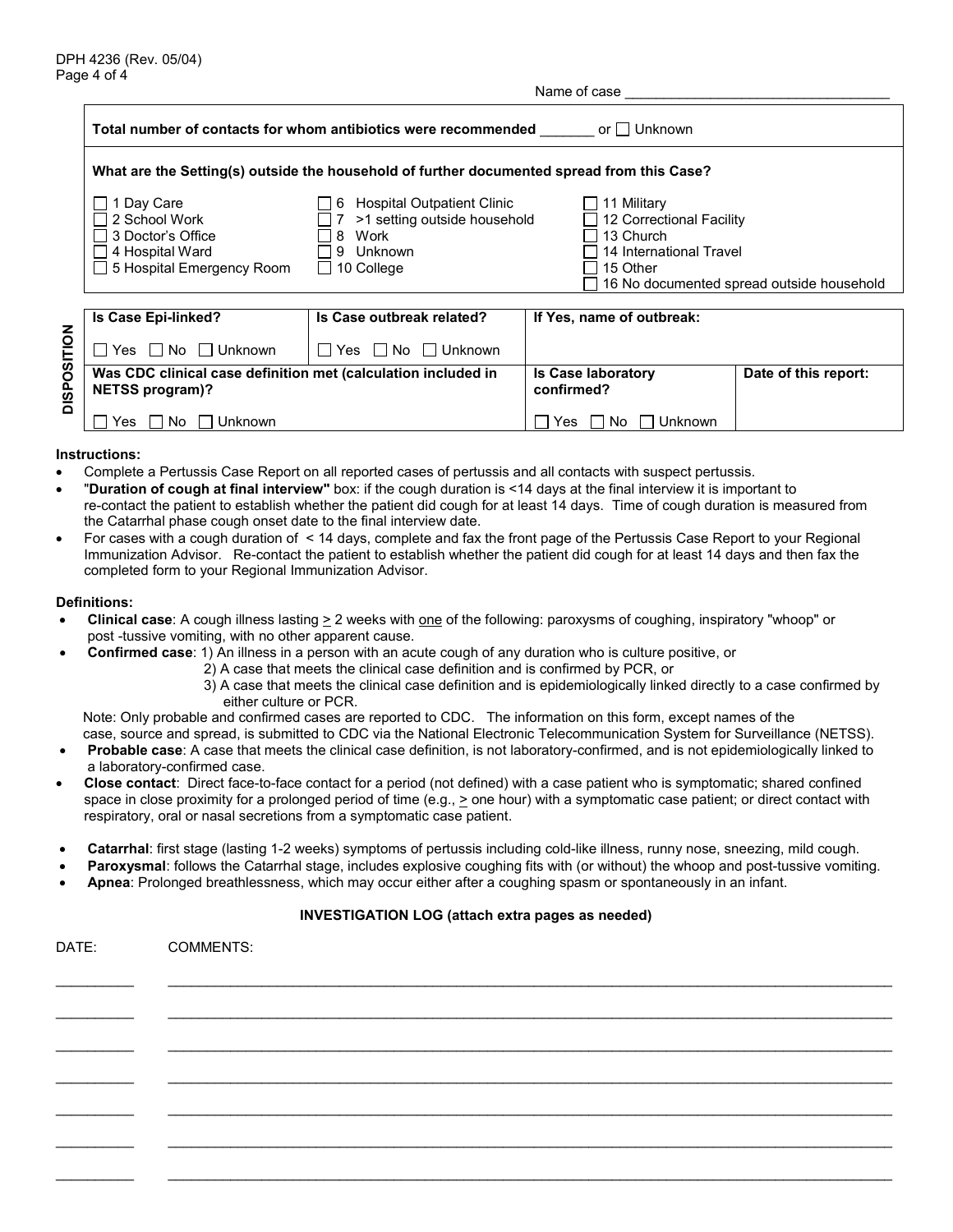Name of case ___________________________________

Total number of contacts for whom antibiotics were recommended _______ or ☐ Unknown

**What are the Setting(s) outside the household of further documented spread from this Case?**

| | | |
|---|---|---|
| ☐ 1 Day Care | ☐ 6 Hospital Outpatient Clinic | ☐ 11 Military |
| ☐ 2 School Work | ☐ 7 >1 setting outside household | ☐ 12 Correctional Facility |
| ☐ 3 Doctor's Office | ☐ 8 Work | ☐ 13 Church |
| ☐ 4 Hospital Ward | ☐ 9 Unknown | ☐ 14 International Travel |
| ☐ 5 Hospital Emergency Room | ☐ 10 College | ☐ 15 Other |
| | | ☐ 16 No documented spread outside household |

**DISPOSITION**

| Is Case Epi-linked? | Is Case outbreak related? | If Yes, name of outbreak: | |
|---|---|---|---|
| ☐ Yes ☐ No ☐ Unknown | ☐ Yes ☐ No ☐ Unknown | | |
| **Was CDC clinical case definition met (calculation included in NETSS program)?** | | **Is Case laboratory confirmed?** | **Date of this report:** |
| ☐ Yes ☐ No ☐ Unknown | | ☐ Yes ☐ No ☐ Unknown | |

**Instructions:**

- Complete a Pertussis Case Report on all reported cases of pertussis and all contacts with suspect pertussis.
- "**Duration of cough at final interview"** box: if the cough duration is <14 days at the final interview it is important to re-contact the patient to establish whether the patient did cough for at least 14 days. Time of cough duration is measured from the Catarrhal phase cough onset date to the final interview date.
- For cases with a cough duration of < 14 days, complete and fax the front page of the Pertussis Case Report to your Regional Immunization Advisor. Re-contact the patient to establish whether the patient did cough for at least 14 days and then fax the completed form to your Regional Immunization Advisor.

**Definitions:**

- **Clinical case**: A cough illness lasting ≥ 2 weeks with one of the following: paroxysms of coughing, inspiratory "whoop" or post -tussive vomiting, with no other apparent cause.
- **Confirmed case**: 1) An illness in a person with an acute cough of any duration who is culture positive, or
  2) A case that meets the clinical case definition and is confirmed by PCR, or
  3) A case that meets the clinical case definition and is epidemiologically linked directly to a case confirmed by either culture or PCR.

  Note: Only probable and confirmed cases are reported to CDC. The information on this form, except names of the case, source and spread, is submitted to CDC via the National Electronic Telecommunication System for Surveillance (NETSS).
- **Probable case**: A case that meets the clinical case definition, is not laboratory-confirmed, and is not epidemiologically linked to a laboratory-confirmed case.
- **Close contact**: Direct face-to-face contact for a period (not defined) with a case patient who is symptomatic; shared confined space in close proximity for a prolonged period of time (e.g., ≥ one hour) with a symptomatic case patient; or direct contact with respiratory, oral or nasal secretions from a symptomatic case patient.
- **Catarrhal**: first stage (lasting 1-2 weeks) symptoms of pertussis including cold-like illness, runny nose, sneezing, mild cough.
- **Paroxysmal**: follows the Catarrhal stage, includes explosive coughing fits with (or without) the whoop and post-tussive vomiting.
- **Apnea**: Prolonged breathlessness, which may occur either after a coughing spasm or spontaneously in an infant.

**INVESTIGATION LOG (attach extra pages as needed)**

| DATE: | COMMENTS: |
|---|---|
| __________ | ____________________________________________________________ |
| __________ | ____________________________________________________________ |
| __________ | ____________________________________________________________ |
| __________ | ____________________________________________________________ |
| __________ | ____________________________________________________________ |
| __________ | ____________________________________________________________ |
| __________ | ____________________________________________________________ |